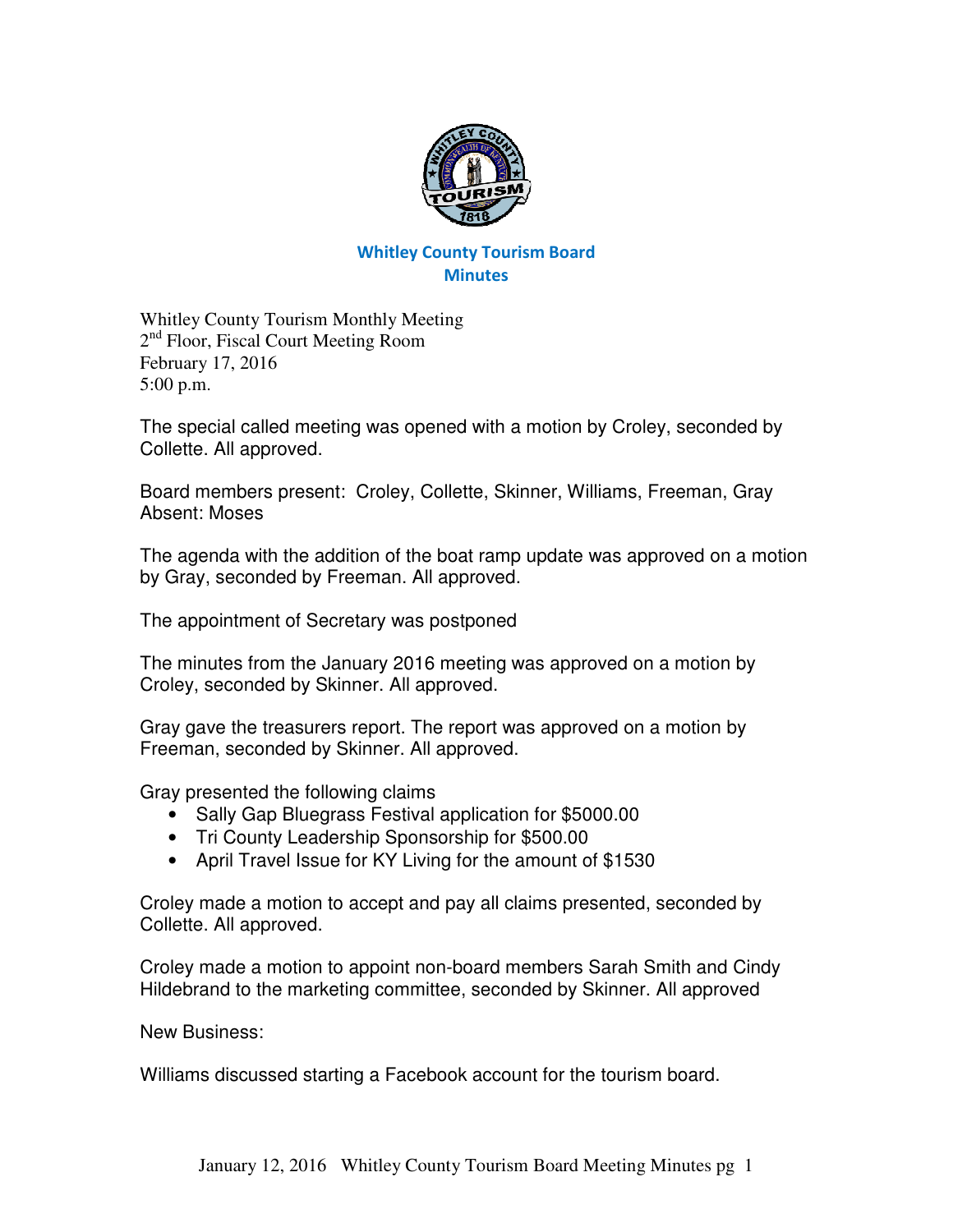# Whitley County Tourism Board
## Minutes

Whitley County Tourism Monthly Meeting
2nd Floor, Fiscal Court Meeting Room
February 17, 2016
5:00 p.m.

The special called meeting was opened with a motion by Croley, seconded by Collette. All approved.

Board members present: Croley, Collette, Skinner, Williams, Freeman, Gray
Absent: Moses

The agenda with the addition of the boat ramp update was approved on a motion by Gray, seconded by Freeman. All approved.

The appointment of Secretary was postponed

The minutes from the January 2016 meeting was approved on a motion by Croley, seconded by Skinner. All approved.

Gray gave the treasurers report. The report was approved on a motion by Freeman, seconded by Skinner. All approved.

Gray presented the following claims

- Sally Gap Bluegrass Festival application for $5000.00
- Tri County Leadership Sponsorship for $500.00
- April Travel Issue for KY Living for the amount of $1530

Croley made a motion to accept and pay all claims presented, seconded by Collette. All approved.

Croley made a motion to appoint non-board members Sarah Smith and Cindy Hildebrand to the marketing committee, seconded by Skinner. All approved

New Business:

Williams discussed starting a Facebook account for the tourism board.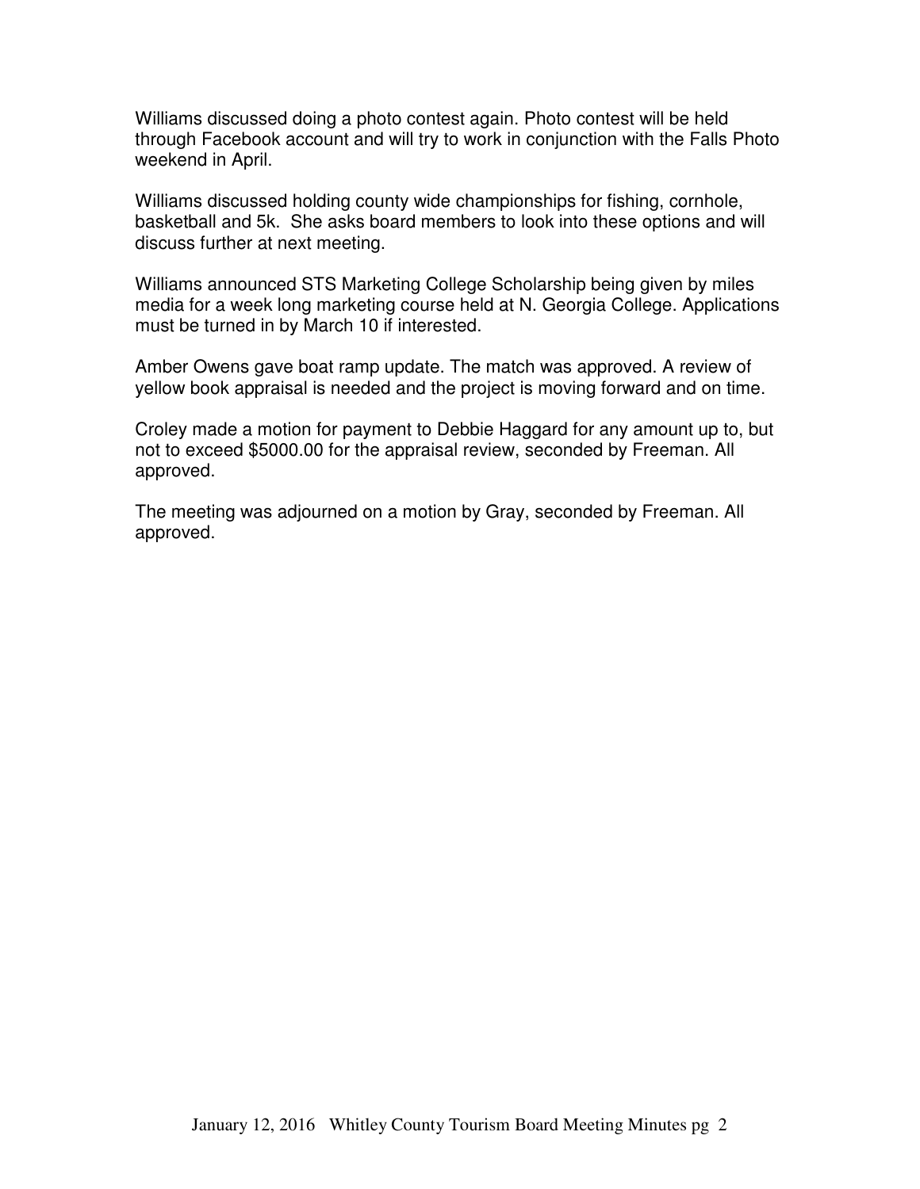Williams discussed doing a photo contest again. Photo contest will be held through Facebook account and will try to work in conjunction with the Falls Photo weekend in April.

Williams discussed holding county wide championships for fishing, cornhole, basketball and 5k. She asks board members to look into these options and will discuss further at next meeting.

Williams announced STS Marketing College Scholarship being given by miles media for a week long marketing course held at N. Georgia College. Applications must be turned in by March 10 if interested.

Amber Owens gave boat ramp update. The match was approved. A review of yellow book appraisal is needed and the project is moving forward and on time.

Croley made a motion for payment to Debbie Haggard for any amount up to, but not to exceed $5000.00 for the appraisal review, seconded by Freeman. All approved.

The meeting was adjourned on a motion by Gray, seconded by Freeman. All approved.